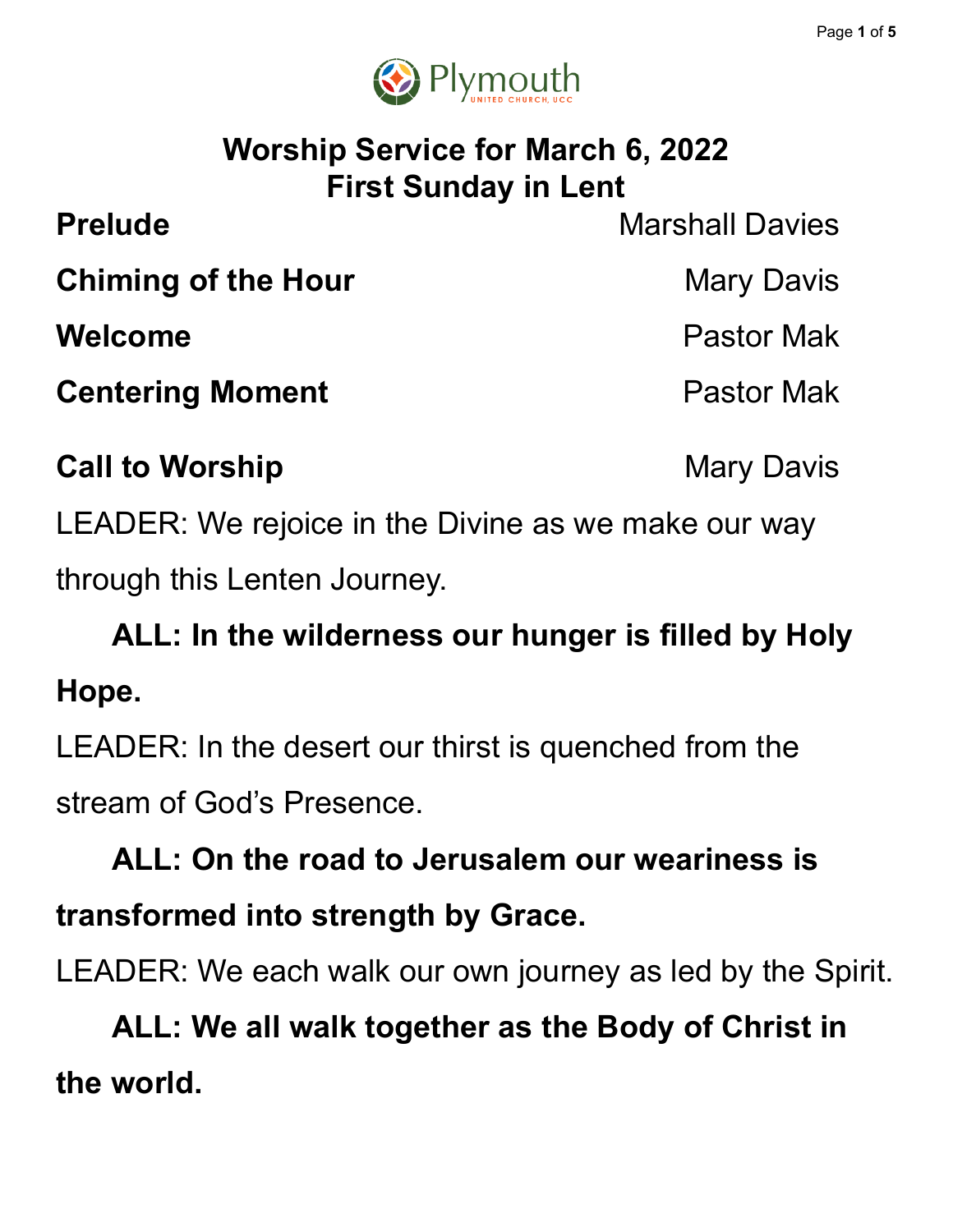Plymouth
UNITED CHURCH, UCC

# Worship Service for March 6, 2022
# First Sunday in Lent

**Prelude** Marshall Davies

**Chiming of the Hour** Mary Davis

**Welcome** Pastor Mak

**Centering Moment** Pastor Mak

**Call to Worship** Mary Davis

LEADER: We rejoice in the Divine as we make our way through this Lenten Journey.

**ALL: In the wilderness our hunger is filled by Holy Hope.**

LEADER: In the desert our thirst is quenched from the stream of God's Presence.

**ALL: On the road to Jerusalem our weariness is transformed into strength by Grace.**

LEADER: We each walk our own journey as led by the Spirit.

**ALL: We all walk together as the Body of Christ in the world.**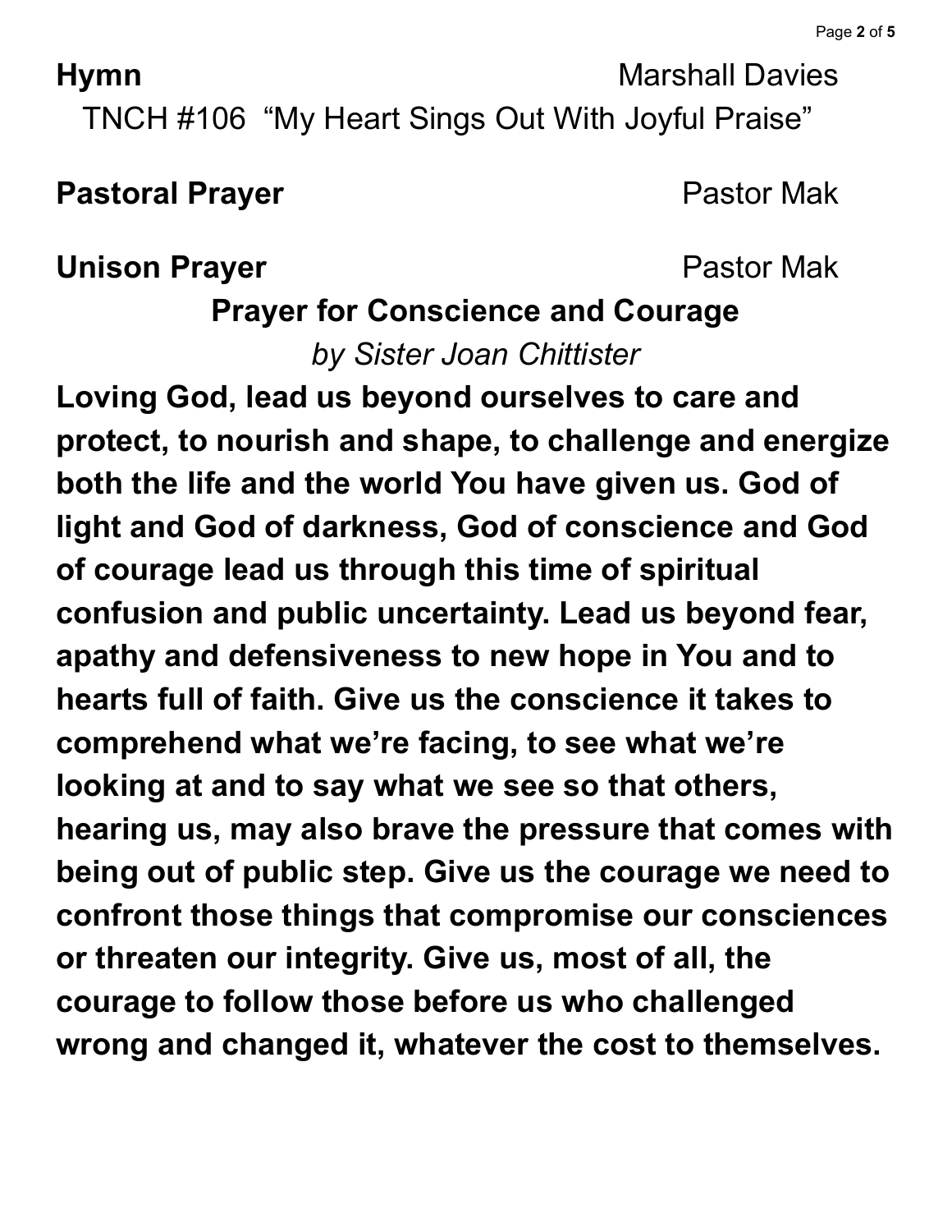**Hymn** Marshall Davies

TNCH #106 "My Heart Sings Out With Joyful Praise"

**Pastoral Prayer** Pastor Mak

**Unison Prayer** Pastor Mak

**Prayer for Conscience and Courage**

*by Sister Joan Chittister*

**Loving God, lead us beyond ourselves to care and protect, to nourish and shape, to challenge and energize both the life and the world You have given us. God of light and God of darkness, God of conscience and God of courage lead us through this time of spiritual confusion and public uncertainty. Lead us beyond fear, apathy and defensiveness to new hope in You and to hearts full of faith. Give us the conscience it takes to comprehend what we're facing, to see what we're looking at and to say what we see so that others, hearing us, may also brave the pressure that comes with being out of public step. Give us the courage we need to confront those things that compromise our consciences or threaten our integrity. Give us, most of all, the courage to follow those before us who challenged wrong and changed it, whatever the cost to themselves.**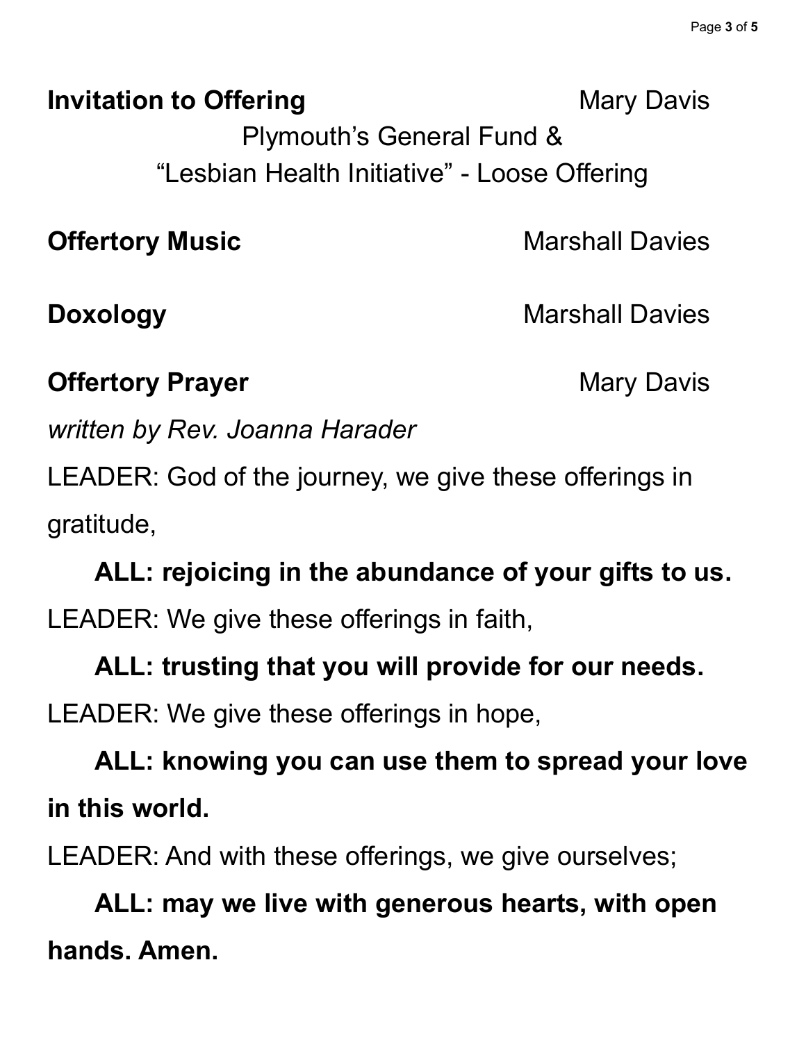**Invitation to Offering** Mary Davis

Plymouth's General Fund &
"Lesbian Health Initiative" - Loose Offering

**Offertory Music** Marshall Davies

**Doxology** Marshall Davies

**Offertory Prayer** Mary Davis

*written by Rev. Joanna Harader*

LEADER: God of the journey, we give these offerings in gratitude,

**ALL: rejoicing in the abundance of your gifts to us.**

LEADER: We give these offerings in faith,

**ALL: trusting that you will provide for our needs.**

LEADER: We give these offerings in hope,

**ALL: knowing you can use them to spread your love in this world.**

LEADER: And with these offerings, we give ourselves;

**ALL: may we live with generous hearts, with open hands. Amen.**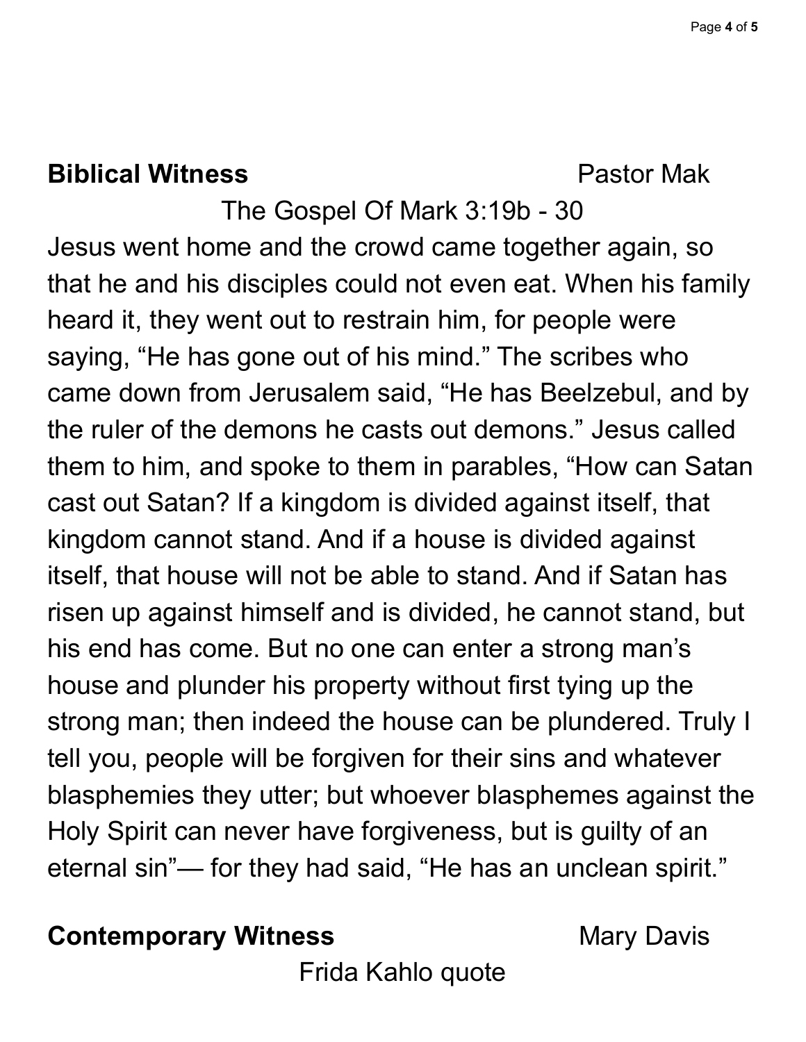**Biblical Witness** Pastor Mak

The Gospel Of Mark 3:19b - 30

Jesus went home and the crowd came together again, so that he and his disciples could not even eat. When his family heard it, they went out to restrain him, for people were saying, "He has gone out of his mind." The scribes who came down from Jerusalem said, "He has Beelzebul, and by the ruler of the demons he casts out demons." Jesus called them to him, and spoke to them in parables, "How can Satan cast out Satan? If a kingdom is divided against itself, that kingdom cannot stand. And if a house is divided against itself, that house will not be able to stand. And if Satan has risen up against himself and is divided, he cannot stand, but his end has come. But no one can enter a strong man's house and plunder his property without first tying up the strong man; then indeed the house can be plundered. Truly I tell you, people will be forgiven for their sins and whatever blasphemies they utter; but whoever blasphemes against the Holy Spirit can never have forgiveness, but is guilty of an eternal sin"— for they had said, "He has an unclean spirit."

**Contemporary Witness** Mary Davis

Frida Kahlo quote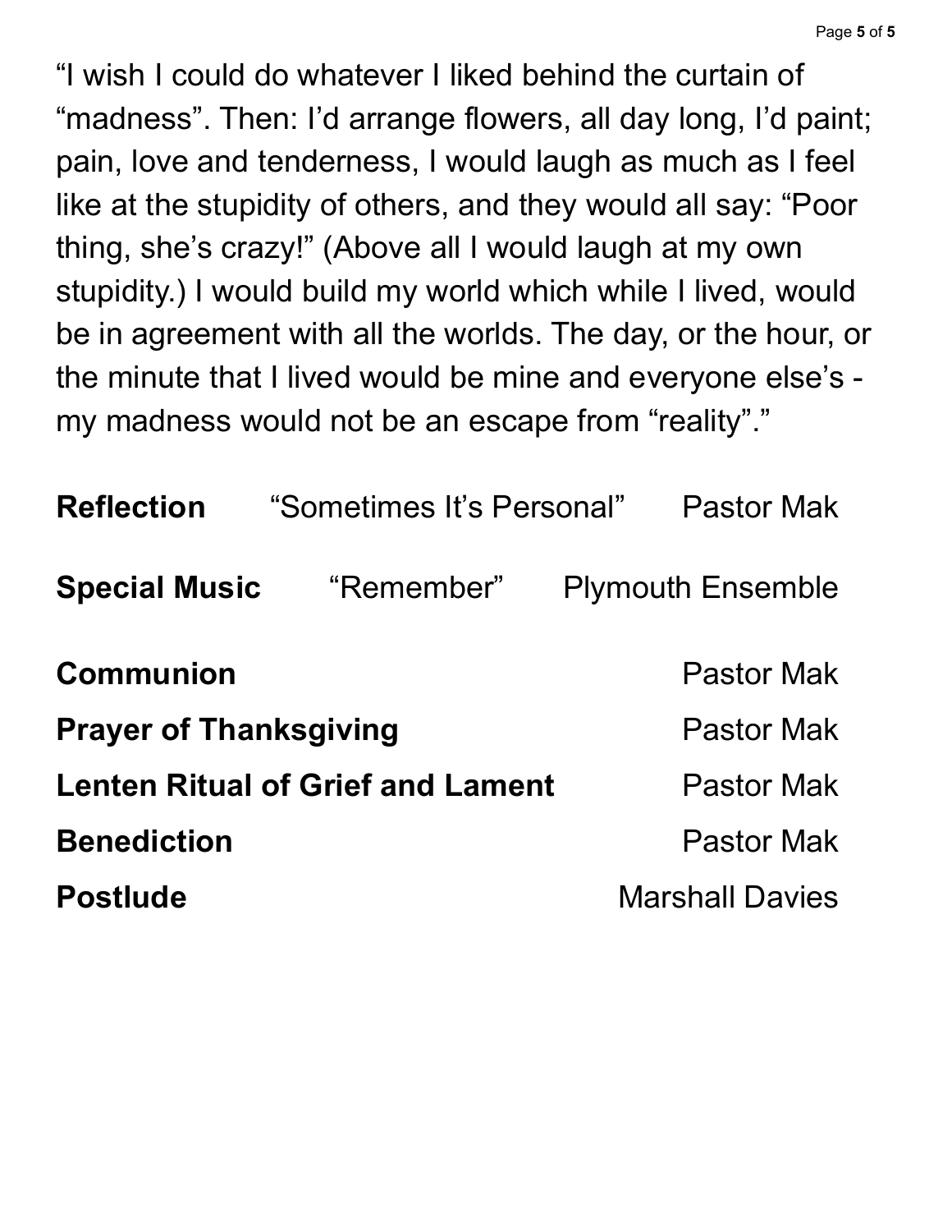"I wish I could do whatever I liked behind the curtain of "madness". Then: I'd arrange flowers, all day long, I'd paint; pain, love and tenderness, I would laugh as much as I feel like at the stupidity of others, and they would all say: "Poor thing, she's crazy!" (Above all I would laugh at my own stupidity.) I would build my world which while I lived, would be in agreement with all the worlds. The day, or the hour, or the minute that I lived would be mine and everyone else's - my madness would not be an escape from "reality"."

**Reflection** "Sometimes It's Personal" Pastor Mak

**Special Music** "Remember" Plymouth Ensemble

**Communion** Pastor Mak

**Prayer of Thanksgiving** Pastor Mak

**Lenten Ritual of Grief and Lament** Pastor Mak

**Benediction** Pastor Mak

**Postlude** Marshall Davies